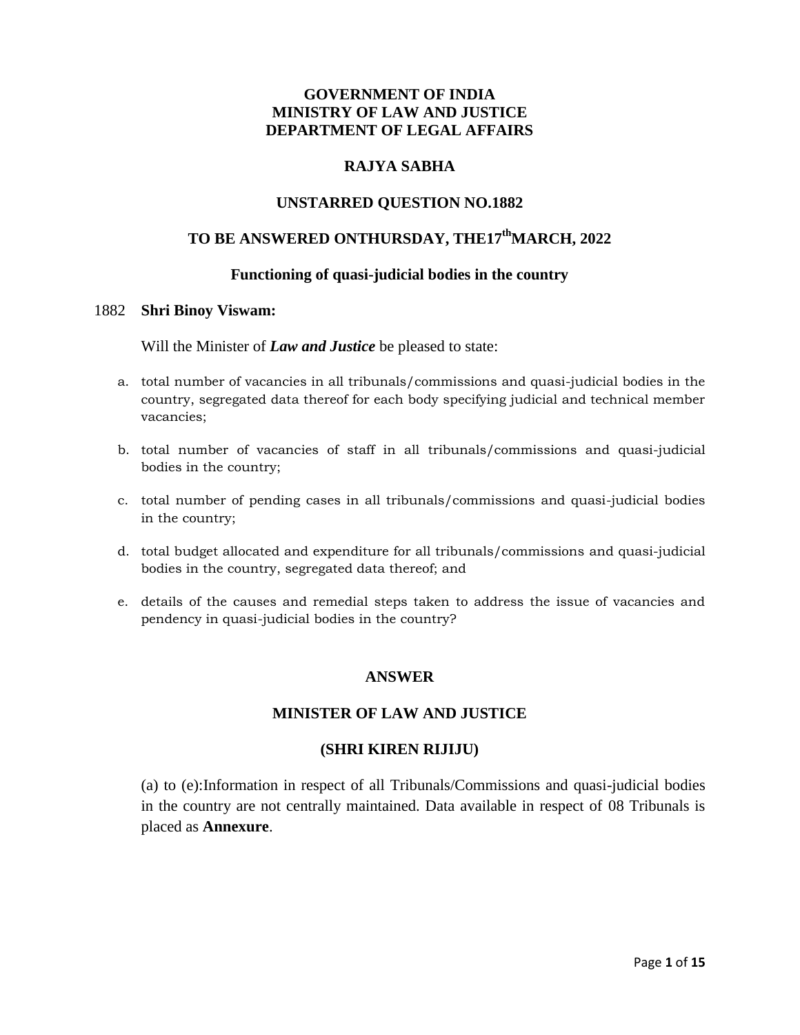**GOVERNMENT OF INDIA**
**MINISTRY OF LAW AND JUSTICE**
**DEPARTMENT OF LEGAL AFFAIRS**

**RAJYA SABHA**

**UNSTARRED QUESTION NO.1882**

**TO BE ANSWERED ONTHURSDAY, THE17th MARCH, 2022**

**Functioning of quasi-judicial bodies in the country**

1882 **Shri Binoy Viswam:**

Will the Minister of ***Law and Justice*** be pleased to state:

a. total number of vacancies in all tribunals/commissions and quasi-judicial bodies in the country, segregated data thereof for each body specifying judicial and technical member vacancies;

b. total number of vacancies of staff in all tribunals/commissions and quasi-judicial bodies in the country;

c. total number of pending cases in all tribunals/commissions and quasi-judicial bodies in the country;

d. total budget allocated and expenditure for all tribunals/commissions and quasi-judicial bodies in the country, segregated data thereof; and

e. details of the causes and remedial steps taken to address the issue of vacancies and pendency in quasi-judicial bodies in the country?

**ANSWER**

**MINISTER OF LAW AND JUSTICE**

**(SHRI KIREN RIJIJU)**

(a) to (e):Information in respect of all Tribunals/Commissions and quasi-judicial bodies in the country are not centrally maintained. Data available in respect of 08 Tribunals is placed as **Annexure**.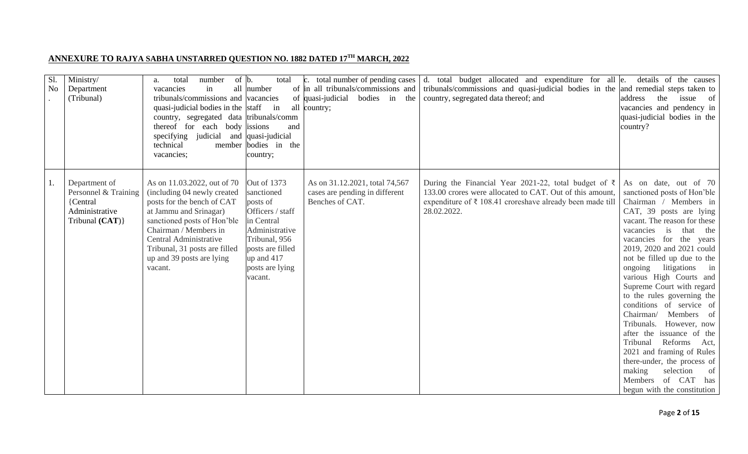## ANNEXURE TO RAJYA SABHA UNSTARRED QUESTION NO. 1882 DATED 17TH MARCH, 2022

| Sl. No. | Ministry/ Department (Tribunal) | a. total number of vacancies in tribunals/commissions and quasi-judicial bodies in the country, segregated data thereof for each body specifying judicial and technical member vacancies; | b. total number of vacancies staff in all tribunals/commissions and quasi-judicial bodies in the country; | c. total number of pending cases in all tribunals/commissions and quasi-judicial bodies in the country; | d. total budget allocated and expenditure for all tribunals/commissions and quasi-judicial bodies in the country, segregated data thereof; and | e. details of the causes and remedial steps taken to address the issue of vacancies and pendency in quasi-judicial bodies in the country? |
|---|---|---|---|---|---|---|
| 1. | Department of Personnel & Training {Central Administrative Tribunal **(CAT)**} | As on 11.03.2022, out of 70 (including 04 newly created posts for the bench of CAT at Jammu and Srinagar) sanctioned posts of Hon'ble Chairman / Members in Central Administrative Tribunal, 31 posts are filled up and 39 posts are lying vacant. | Out of 1373 sanctioned posts of Officers / staff in Central Administrative Tribunal, 956 posts are filled up and 417 posts are lying vacant. | As on 31.12.2021, total 74,567 cases are pending in different Benches of CAT. | During the Financial Year 2021-22, total budget of ₹ 133.00 crores were allocated to CAT. Out of this amount, expenditure of ₹ 108.41 croreshave already been made till 28.02.2022. | As on date, out of 70 sanctioned posts of Hon'ble Chairman / Members in CAT, 39 posts are lying vacant. The reason for these vacancies is that the vacancies for the years 2019, 2020 and 2021 could not be filled up due to the ongoing litigations in various High Courts and Supreme Court with regard to the rules governing the conditions of service of Chairman/ Members of Tribunals. However, now after the issuance of the Tribunal Reforms Act, 2021 and framing of Rules there-under, the process of making selection of Members of CAT has begun with the constitution |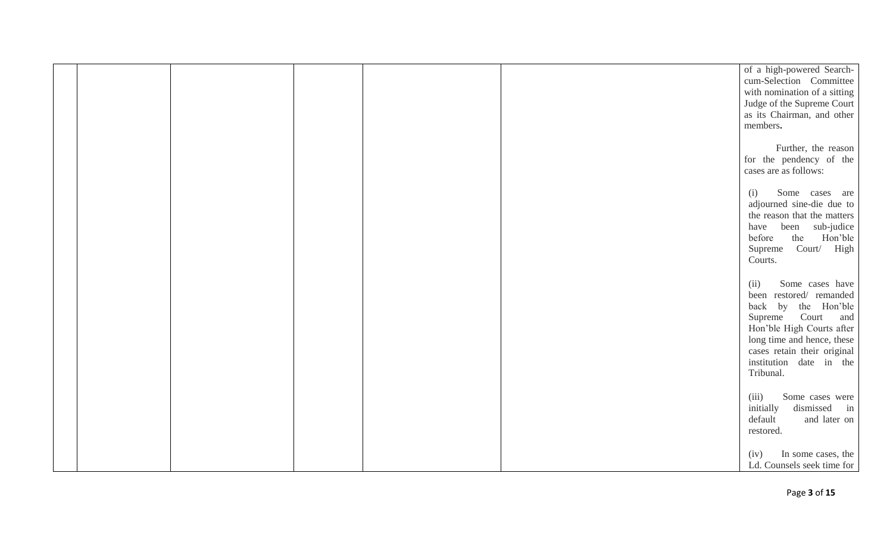| | | | | | | |
|---|---|---|---|---|---|---|
| | | | | | | of a high-powered Search-cum-Selection Committee with nomination of a sitting Judge of the Supreme Court as its Chairman, and other members.<br><br>Further, the reason for the pendency of the cases are as follows:<br><br>(i) Some cases are adjourned sine-die due to the reason that the matters have been sub-judice before the Hon'ble Supreme Court/ High Courts.<br><br>(ii) Some cases have been restored/ remanded back by the Hon'ble Supreme Court and Hon'ble High Courts after long time and hence, these cases retain their original institution date in the Tribunal.<br><br>(iii) Some cases were initially dismissed in default and later on restored.<br><br>(iv) In some cases, the Ld. Counsels seek time for |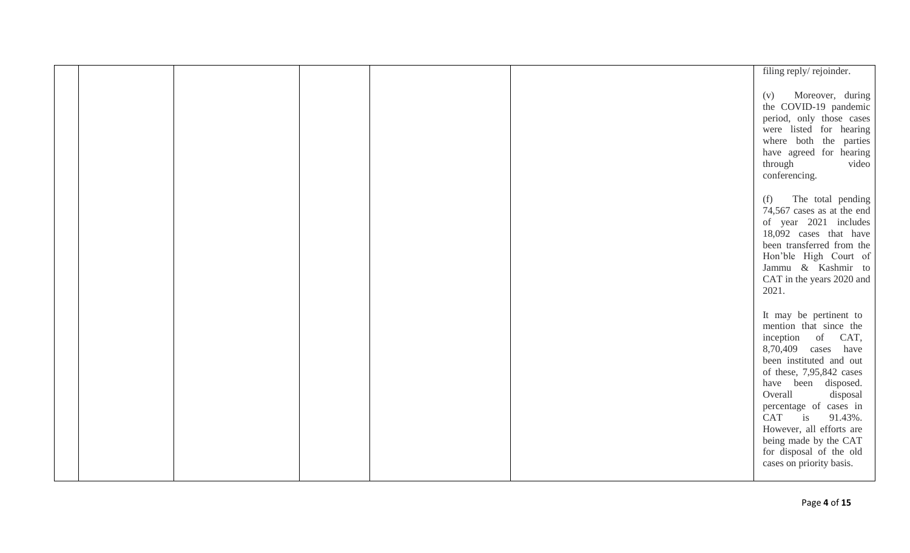| | | | | | | |
|---|---|---|---|---|---|---|
| | | | | | | filing reply/ rejoinder.<br><br>(v) Moreover, during the COVID-19 pandemic period, only those cases were listed for hearing where both the parties have agreed for hearing through video conferencing.<br><br>(f) The total pending 74,567 cases as at the end of year 2021 includes 18,092 cases that have been transferred from the Hon'ble High Court of Jammu & Kashmir to CAT in the years 2020 and 2021.<br><br>It may be pertinent to mention that since the inception of CAT, 8,70,409 cases have been instituted and out of these, 7,95,842 cases have been disposed. Overall disposal percentage of cases in CAT is 91.43%. However, all efforts are being made by the CAT for disposal of the old cases on priority basis. |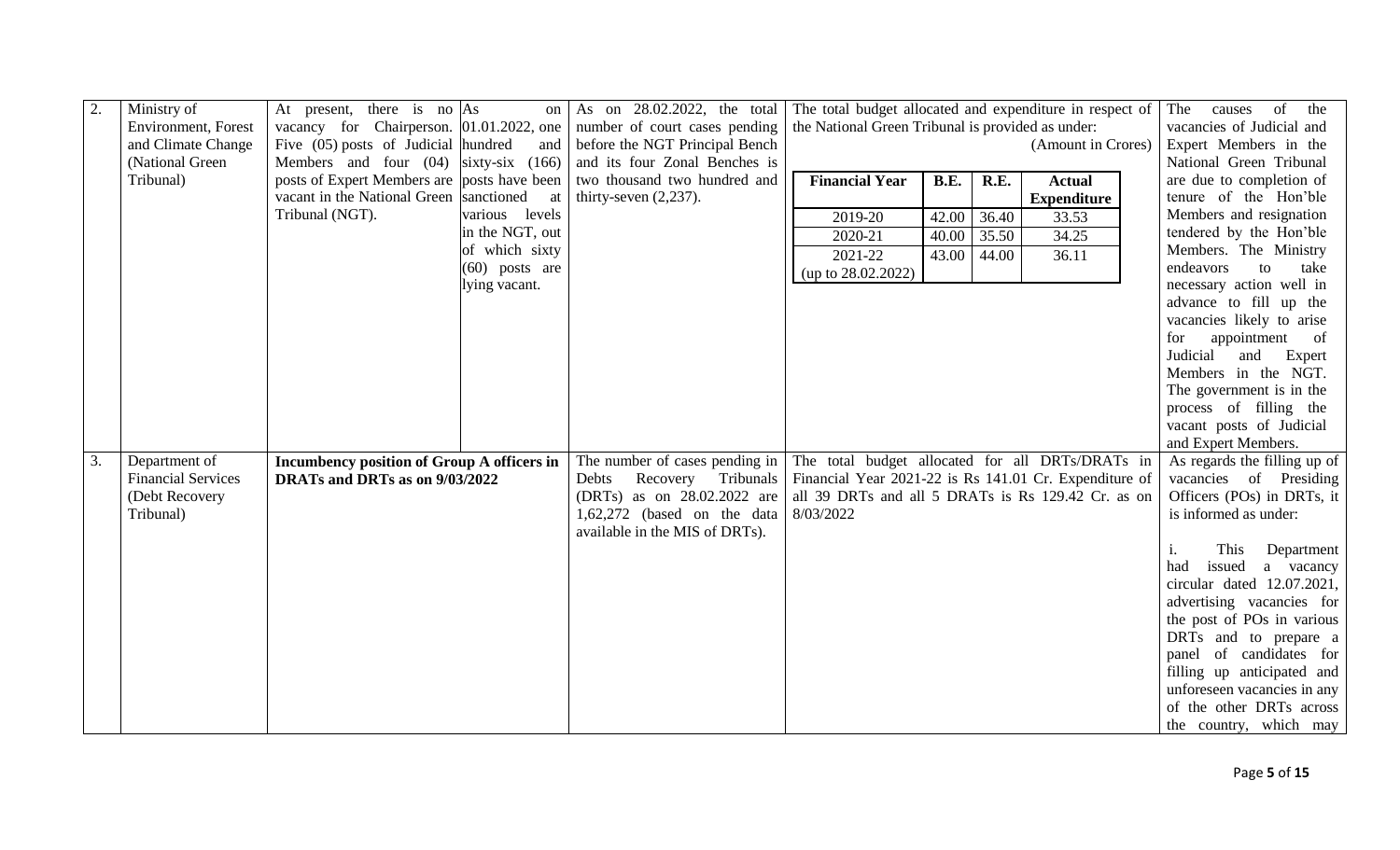| 2. | Ministry of Environment, Forest and Climate Change (National Green Tribunal) | At present, there is no vacancy for Chairperson. Five (05) posts of Judicial Members and four (04) posts of Expert Members are vacant in the National Green Tribunal (NGT). | As on 01.01.2022, one hundred and sixty-six (166) posts have been sanctioned at various levels in the NGT, out of which sixty (60) posts are lying vacant. | As on 28.02.2022, the total number of court cases pending before the NGT Principal Bench and its four Zonal Benches is two thousand two hundred and thirty-seven (2,237). | The total budget allocated and expenditure in respect of the National Green Tribunal is provided as under:<br>(Amount in Crores)<br><br>**Financial Year** / **B.E.** / **R.E.** / **Actual Expenditure**<br>2019-20 / 42.00 / 36.40 / 33.53<br>2020-21 / 40.00 / 35.50 / 34.25<br>2021-22 (up to 28.02.2022) / 43.00 / 44.00 / 36.11 | The causes of the vacancies of Judicial and Expert Members in the National Green Tribunal are due to completion of tenure of the Hon'ble Members and resignation tendered by the Hon'ble Members. The Ministry endeavors to take necessary action well in advance to fill up the vacancies likely to arise for appointment of Judicial and Expert Members in the NGT. The government is in the process of filling the vacant posts of Judicial and Expert Members. |
|---|---|---|---|---|---|---|
| 3. | Department of Financial Services (Debt Recovery Tribunal) | **Incumbency position of Group A officers in DRATs and DRTs as on 9/03/2022** | | The number of cases pending in Debts Recovery Tribunals (DRTs) as on 28.02.2022 are 1,62,272 (based on the data available in the MIS of DRTs). | The total budget allocated for all DRTs/DRATs in Financial Year 2021-22 is Rs 141.01 Cr. Expenditure of all 39 DRTs and all 5 DRATs is Rs 129.42 Cr. as on 8/03/2022 | As regards the filling up of vacancies of Presiding Officers (POs) in DRTs, it is informed as under:<br><br>i. This Department had issued a vacancy circular dated 12.07.2021, advertising vacancies for the post of POs in various DRTs and to prepare a panel of candidates for filling up anticipated and unforeseen vacancies in any of the other DRTs across the country, which may |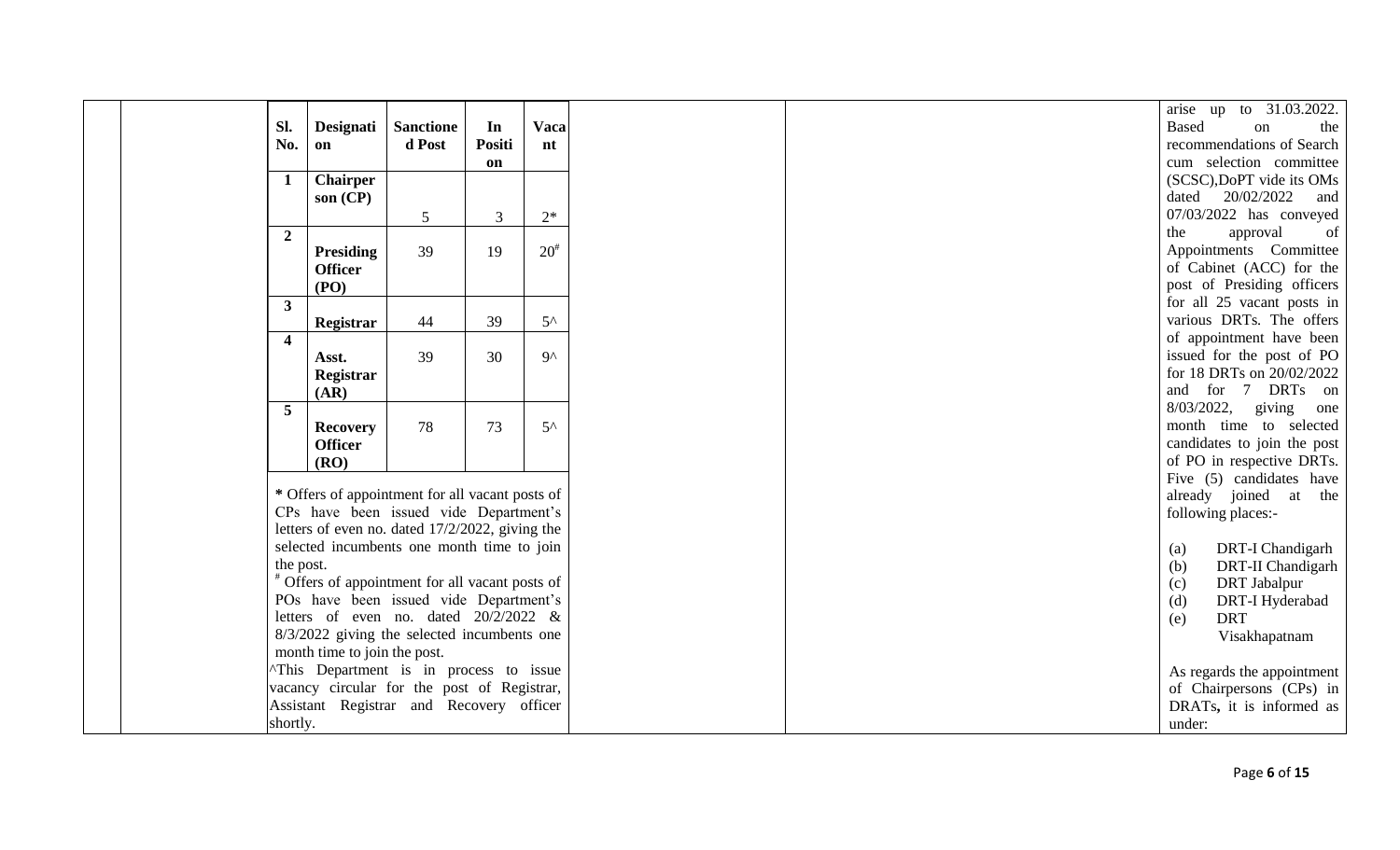| Sl. No. | Designation | Sanctioned Post | In Position | Vacant |
|---|---|---|---|---|
| 1 | **Chairperson (CP)** | 5 | 3 | 2* |
| 2 | **Presiding Officer (PO)** | 39 | 19 | 20# |
| 3 | **Registrar** | 44 | 39 | 5^ |
| 4 | **Asst. Registrar (AR)** | 39 | 30 | 9^ |
| 5 | **Recovery Officer (RO)** | 78 | 73 | 5^ |

**\*** Offers of appointment for all vacant posts of CPs have been issued vide Department's letters of even no. dated 17/2/2022, giving the selected incumbents one month time to join the post.

\# Offers of appointment for all vacant posts of POs have been issued vide Department's letters of even no. dated 20/2/2022 & 8/3/2022 giving the selected incumbents one month time to join the post.

^This Department is in process to issue vacancy circular for the post of Registrar, Assistant Registrar and Recovery officer shortly.

arise up to 31.03.2022. Based on the recommendations of Search cum selection committee (SCSC),DoPT vide its OMs dated 20/02/2022 and 07/03/2022 has conveyed the approval of Appointments Committee of Cabinet (ACC) for the post of Presiding officers for all 25 vacant posts in various DRTs. The offers of appointment have been issued for the post of PO for 18 DRTs on 20/02/2022 and for 7 DRTs on 8/03/2022, giving one month time to selected candidates to join the post of PO in respective DRTs. Five (5) candidates have already joined at the following places:-

(a) DRT-I Chandigarh
(b) DRT-II Chandigarh
(c) DRT Jabalpur
(d) DRT-I Hyderabad
(e) DRT Visakhapatnam

As regards the appointment of Chairpersons (CPs) in DRATs**,** it is informed as under: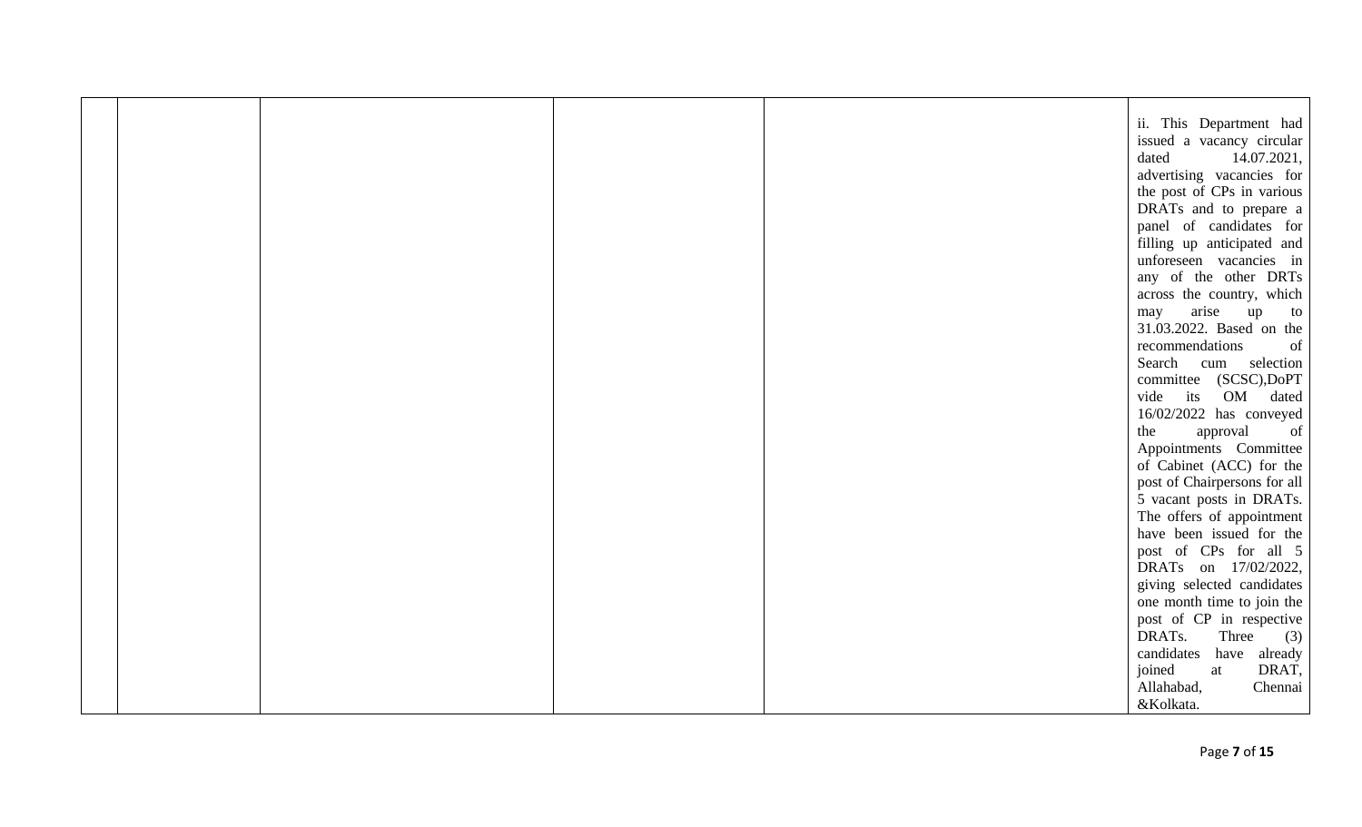|  |  |  |  |  |  |
|---|---|---|---|---|---|
|  |  |  |  |  | ii. This Department had issued a vacancy circular dated 14.07.2021, advertising vacancies for the post of CPs in various DRATs and to prepare a panel of candidates for filling up anticipated and unforeseen vacancies in any of the other DRTs across the country, which may arise up to 31.03.2022. Based on the recommendations of Search cum selection committee (SCSC),DoPT vide its OM dated 16/02/2022 has conveyed the approval of Appointments Committee of Cabinet (ACC) for the post of Chairpersons for all 5 vacant posts in DRATs. The offers of appointment have been issued for the post of CPs for all 5 DRATs on 17/02/2022, giving selected candidates one month time to join the post of CP in respective DRATs. Three (3) candidates have already joined at DRAT, Allahabad, Chennai &Kolkata. |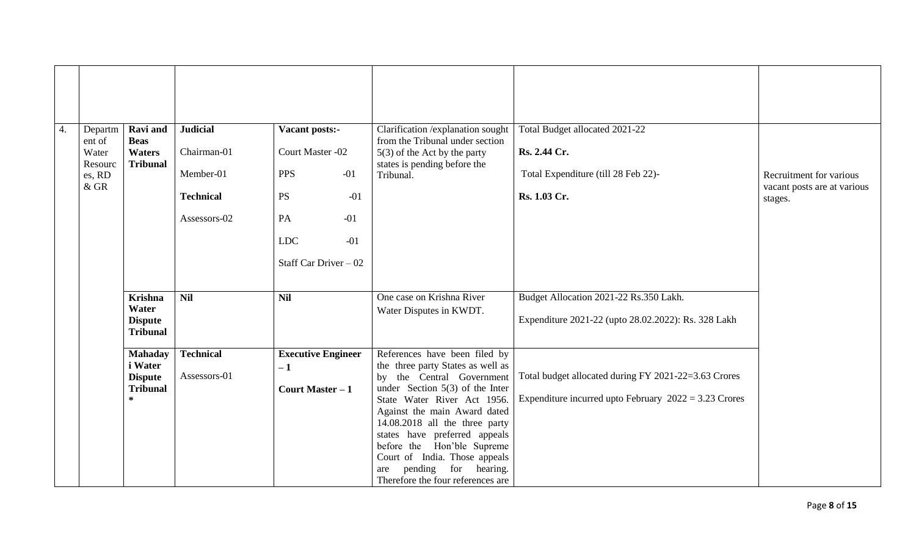| | | | | | | | |
|---|---|---|---|---|---|---|---|
| | | | | | | | |
| 4. | Department of Water Resources, RD & GR | **Ravi and Beas Waters Tribunal** | **Judicial**<br><br>Chairman-01<br><br>Member-01<br><br>**Technical**<br><br>Assessors-02 | **Vacant posts:-**<br><br>Court Master -02<br><br>PPS -01<br><br>PS -01<br><br>PA -01<br><br>LDC -01<br><br>Staff Car Driver – 02 | Clarification /explanation sought from the Tribunal under section 5(3) of the Act by the party states is pending before the Tribunal. | Total Budget allocated 2021-22<br><br>**Rs. 2.44 Cr.**<br><br>Total Expenditure (till 28 Feb 22)-<br><br>**Rs. 1.03 Cr.** | Recruitment for various vacant posts are at various stages. |
| | | **Krishna Water Dispute Tribunal** | **Nil** | **Nil** | One case on Krishna River Water Disputes in KWDT. | Budget Allocation 2021-22 Rs.350 Lakh.<br><br>Expenditure 2021-22 (upto 28.02.2022): Rs. 328 Lakh | |
| | | **Mahadayi Water Dispute Tribunal \*** | **Technical**<br><br>Assessors-01 | **Executive Engineer – 1**<br><br>**Court Master – 1** | References have been filed by the three party States as well as by the Central Government under Section 5(3) of the Inter State Water River Act 1956. Against the main Award dated 14.08.2018 all the three party states have preferred appeals before the Hon'ble Supreme Court of India. Those appeals are pending for hearing. Therefore the four references are | Total budget allocated during FY 2021-22=3.63 Crores<br><br>Expenditure incurred upto February 2022 = 3.23 Crores | |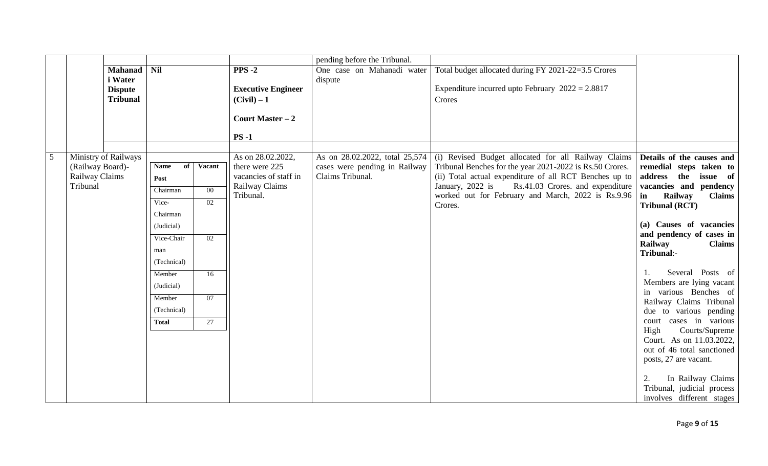| | | | | | pending before the Tribunal. | | |
|---|---|---|---|---|---|---|---|
| | | **Mahanadi Water Dispute Tribunal** | **Nil** | **PPS -2**<br><br>**Executive Engineer (Civil) – 1**<br><br>**Court Master – 2**<br><br>**PS -1** | One case on Mahanadi water dispute | Total budget allocated during FY 2021-22=3.5 Crores<br><br>Expenditure incurred upto February 2022 = 2.8817 Crores | |
| 5 | Ministry of Railways (Railway Board)-Railway Claims Tribunal | | **Name of Post** / **Vacant**<br>Chairman: 00<br>Vice-Chairman (Judicial): 02<br>Vice-Chairman (Technical): 02<br>Member (Judicial): 16<br>Member (Technical): 07<br>**Total**: 27 | As on 28.02.2022, there were 225 vacancies of staff in Railway Claims Tribunal. | As on 28.02.2022, total 25,574 cases were pending in Railway Claims Tribunal. | (i) Revised Budget allocated for all Railway Claims Tribunal Benches for the year 2021-2022 is Rs.50 Crores.<br>(ii) Total actual expenditure of all RCT Benches up to January, 2022 is Rs.41.03 Crores. and expenditure worked out for February and March, 2022 is Rs.9.96 Crores. | **Details of the causes and remedial steps taken to address the issue of vacancies and pendency in Railway Claims Tribunal (RCT)**<br><br>**(a) Causes of vacancies and pendency of cases in Railway Claims Tribunal**:-<br><br>1. Several Posts of Members are lying vacant in various Benches of Railway Claims Tribunal due to various pending court cases in various High Courts/Supreme Court. As on 11.03.2022, out of 46 total sanctioned posts, 27 are vacant.<br><br>2. In Railway Claims Tribunal, judicial process involves different stages |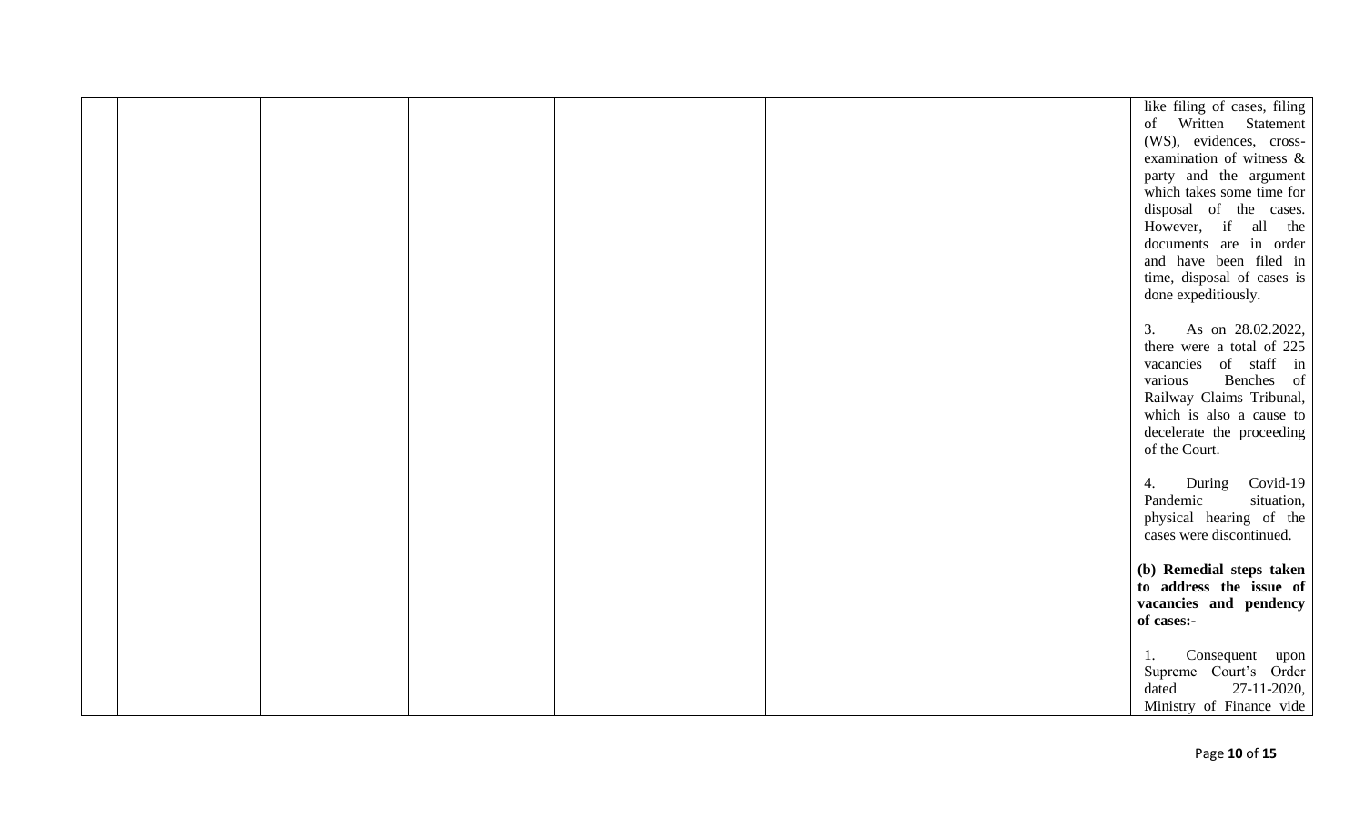| | | | | | |
|---|---|---|---|---|---|
| | | | | | like filing of cases, filing of Written Statement (WS), evidences, cross-examination of witness & party and the argument which takes some time for disposal of the cases. However, if all the documents are in order and have been filed in time, disposal of cases is done expeditiously.<br><br>3. As on 28.02.2022, there were a total of 225 vacancies of staff in various Benches of Railway Claims Tribunal, which is also a cause to decelerate the proceeding of the Court.<br><br>4. During Covid-19 Pandemic situation, physical hearing of the cases were discontinued.<br><br>**(b) Remedial steps taken to address the issue of vacancies and pendency of cases:-**<br><br>1. Consequent upon Supreme Court's Order dated 27-11-2020, Ministry of Finance vide |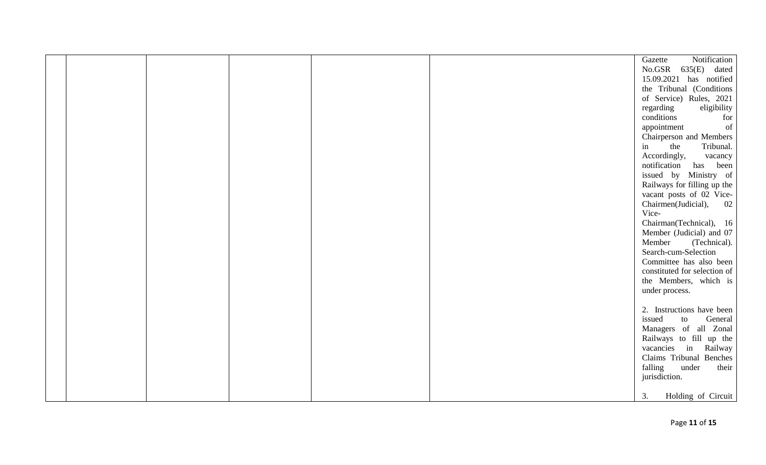| | | | | | |
|---|---|---|---|---|---|
| | | | | | Gazette Notification No.GSR 635(E) dated 15.09.2021 has notified the Tribunal (Conditions of Service) Rules, 2021 regarding eligibility conditions for appointment of Chairperson and Members in the Tribunal. Accordingly, vacancy notification has been issued by Ministry of Railways for filling up the vacant posts of 02 Vice-Chairmen(Judicial), 02 Vice-Chairman(Technical), 16 Member (Judicial) and 07 Member (Technical). Search-cum-Selection Committee has also been constituted for selection of the Members, which is under process.<br><br>2. Instructions have been issued to General Managers of all Zonal Railways to fill up the vacancies in Railway Claims Tribunal Benches falling under their jurisdiction.<br><br>3. Holding of Circuit |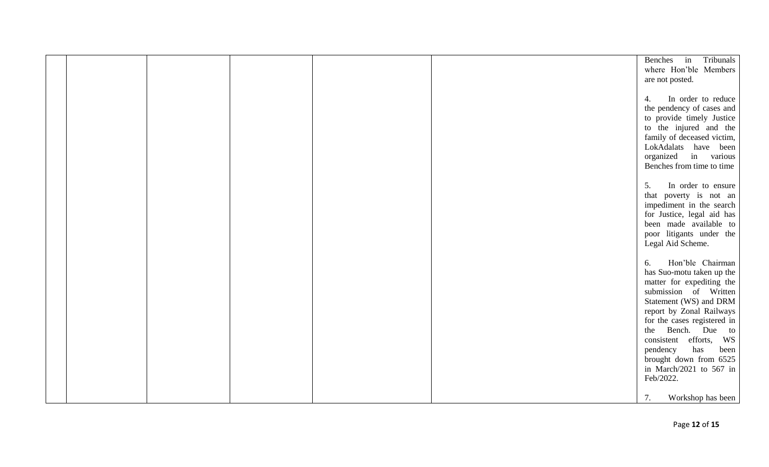| | | | | | |
|---|---|---|---|---|---|
| | | | | | Benches in Tribunals where Hon'ble Members are not posted.<br><br>4. In order to reduce the pendency of cases and to provide timely Justice to the injured and the family of deceased victim, LokAdalats have been organized in various Benches from time to time<br><br>5. In order to ensure that poverty is not an impediment in the search for Justice, legal aid has been made available to poor litigants under the Legal Aid Scheme.<br><br>6. Hon'ble Chairman has Suo-motu taken up the matter for expediting the submission of Written Statement (WS) and DRM report by Zonal Railways for the cases registered in the Bench. Due to consistent efforts, WS pendency has been brought down from 6525 in March/2021 to 567 in Feb/2022.<br><br>7. Workshop has been |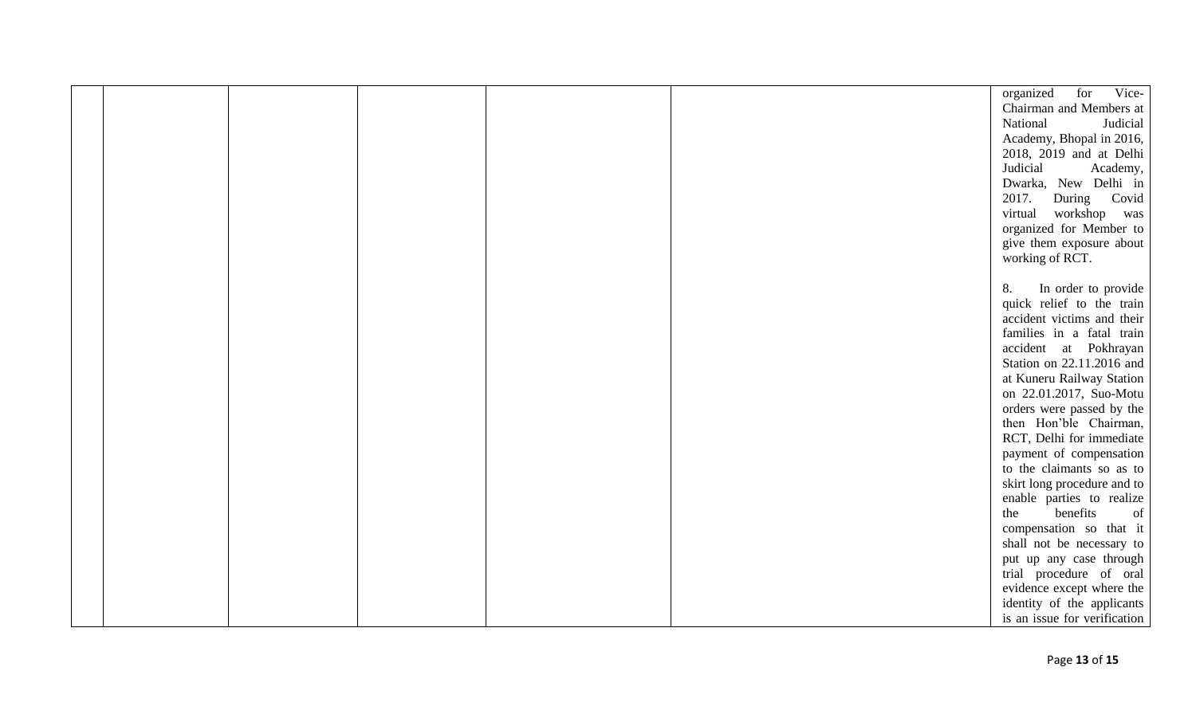| | | | | | |
|---|---|---|---|---|---|
| | | | | | organized for Vice-Chairman and Members at National Judicial Academy, Bhopal in 2016, 2018, 2019 and at Delhi Judicial Academy, Dwarka, New Delhi in 2017. During Covid virtual workshop was organized for Member to give them exposure about working of RCT.<br><br>8. In order to provide quick relief to the train accident victims and their families in a fatal train accident at Pokhrayan Station on 22.11.2016 and at Kuneru Railway Station on 22.01.2017, Suo-Motu orders were passed by the then Hon'ble Chairman, RCT, Delhi for immediate payment of compensation to the claimants so as to skirt long procedure and to enable parties to realize the benefits of compensation so that it shall not be necessary to put up any case through trial procedure of oral evidence except where the identity of the applicants is an issue for verification |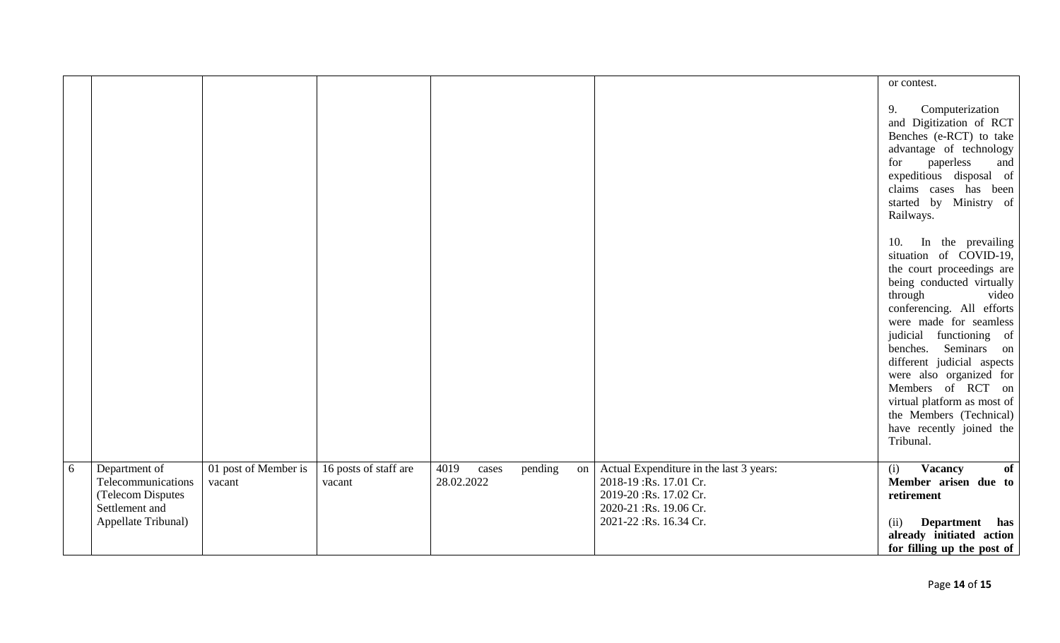| | | | | | | |
|---|---|---|---|---|---|---|
| | | | | | | or contest.<br><br>9. Computerization and Digitization of RCT Benches (e-RCT) to take advantage of technology for paperless and expeditious disposal of claims cases has been started by Ministry of Railways.<br><br>10. In the prevailing situation of COVID-19, the court proceedings are being conducted virtually through video conferencing. All efforts were made for seamless judicial functioning of benches. Seminars on different judicial aspects were also organized for Members of RCT on virtual platform as most of the Members (Technical) have recently joined the Tribunal. |
| 6 | Department of Telecommunications (Telecom Disputes Settlement and Appellate Tribunal) | 01 post of Member is vacant | 16 posts of staff are vacant | 4019 cases pending on 28.02.2022 | Actual Expenditure in the last 3 years:<br>2018-19 :Rs. 17.01 Cr.<br>2019-20 :Rs. 17.02 Cr.<br>2020-21 :Rs. 19.06 Cr.<br>2021-22 :Rs. 16.34 Cr. | (i) **Vacancy of Member arisen due to retirement**<br><br>(ii) **Department has already initiated action for filling up the post of** |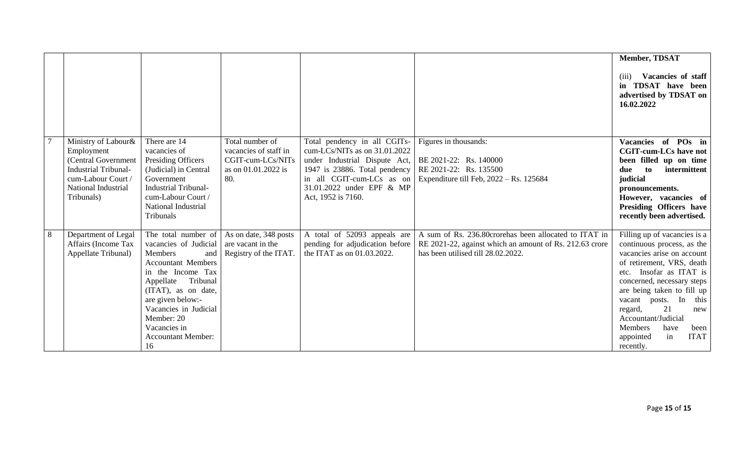| | | | | | | |
|---|---|---|---|---|---|---|
| | | | | | | **Member, TDSAT**<br><br>(iii) **Vacancies of staff in TDSAT have been advertised by TDSAT on 16.02.2022** |
| 7 | Ministry of Labour& Employment (Central Government Industrial Tribunal-cum-Labour Court / National Industrial Tribunals) | There are 14 vacancies of Presiding Officers (Judicial) in Central Government Industrial Tribunal-cum-Labour Court / National Industrial Tribunals | Total number of vacancies of staff in CGIT-cum-LCs/NITs as on 01.01.2022 is 80. | Total pendency in all CGITs-cum-LCs/NITs as on 31.01.2022 under Industrial Dispute Act, 1947 is 23886. Total pendency in all CGIT-cum-LCs as on 31.01.2022 under EPF & MP Act, 1952 is 7160. | Figures in thousands:<br><br>BE 2021-22: Rs. 140000<br>RE 2021-22: Rs. 135500<br>Expenditure till Feb, 2022 – Rs. 125684 | **Vacancies of POs in CGIT-cum-LCs have not been filled up on time due to intermittent judicial pronouncements. However, vacancies of Presiding Officers have recently been advertised.** |
| 8 | Department of Legal Affairs (Income Tax Appellate Tribunal) | The total number of vacancies of Judicial Members and Accountant Members in the Income Tax Appellate Tribunal (ITAT), as on date, are given below:-<br>Vacancies in Judicial Member: 20<br>Vacancies in Accountant Member: 16 | As on date, 348 posts are vacant in the Registry of the ITAT. | A total of 52093 appeals are pending for adjudication before the ITAT as on 01.03.2022. | A sum of Rs. 236.80crorehas been allocated to ITAT in RE 2021-22, against which an amount of Rs. 212.63 crore has been utilised till 28.02.2022. | Filling up of vacancies is a continuous process, as the vacancies arise on account of retirement, VRS, death etc. Insofar as ITAT is concerned, necessary steps are being taken to fill up vacant posts. In this regard, 21 new Accountant/Judicial Members have been appointed in ITAT recently. |